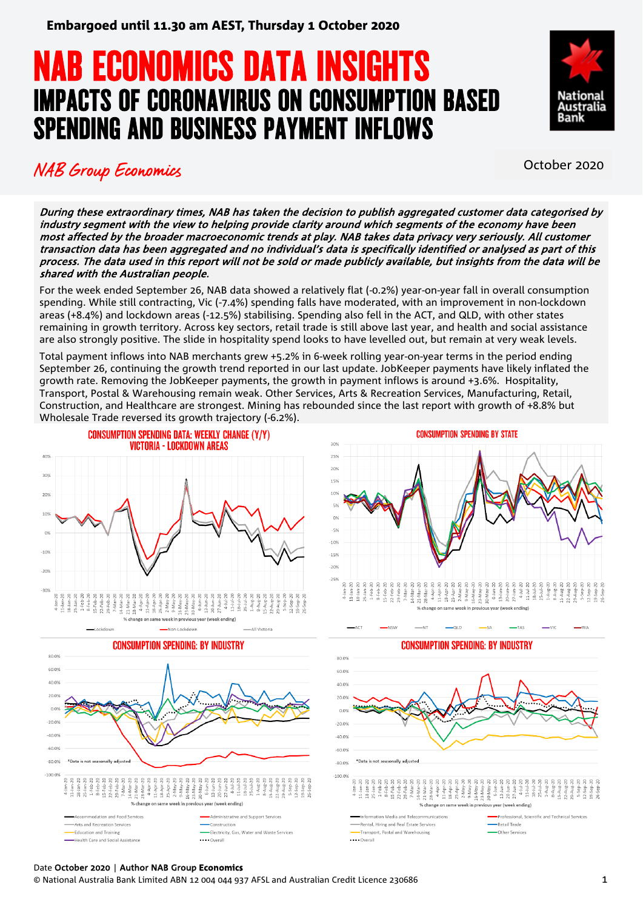**Embargoed until 11.30 am AEST, Thursday 1 October 2020**

# NAB ECONOMICS DATA INSIGHTS
## IMPACTS OF CORONAVIRUS ON CONSUMPTION BASED SPENDING AND BUSINESS PAYMENT INFLOWS

*NAB Group Economics*

October 2020

***During these extraordinary times, NAB has taken the decision to publish aggregated customer data categorised by industry segment with the view to helping provide clarity around which segments of the economy have been most affected by the broader macroeconomic trends at play. NAB takes data privacy very seriously. All customer transaction data has been aggregated and no individual's data is specifically identified or analysed as part of this process. The data used in this report will not be sold or made publicly available, but insights from the data will be shared with the Australian people.***

For the week ended September 26, NAB data showed a relatively flat (-0.2%) year-on-year fall in overall consumption spending. While still contracting, Vic (-7.4%) spending falls have moderated, with an improvement in non-lockdown areas (+8.4%) and lockdown areas (-12.5%) stabilising. Spending also fell in the ACT, and QLD, with other states remaining in growth territory. Across key sectors, retail trade is still above last year, and health and social assistance are also strongly positive. The slide in hospitality spend looks to have levelled out, but remain at very weak levels.

Total payment inflows into NAB merchants grew +5.2% in 6-week rolling year-on-year terms in the period ending September 26, continuing the growth trend reported in our last update. JobKeeper payments have likely inflated the growth rate. Removing the JobKeeper payments, the growth in payment inflows is around +3.6%. Hospitality, Transport, Postal & Warehousing remain weak. Other Services, Arts & Recreation Services, Manufacturing, Retail, Construction, and Healthcare are strongest. Mining has rebounded since the last report with growth of +8.8% but Wholesale Trade reversed its growth trajectory (-6.2%).

**CONSUMPTION SPENDING DATA: WEEKLY CHANGE (Y/Y) VICTORIA - LOCKDOWN AREAS**

% change on same week in previous year (week ending)

Lockdown | Non-Lockdown | All Victoria

**CONSUMPTION SPENDING BY STATE**

% change on same week in previous year (week ending)

ACT | NSW | NT | QLD | SA | TAS | VIC | WA

**CONSUMPTION SPENDING: BY INDUSTRY**

*Data is not seasonally adjusted

% change on same week in previous year (week ending)

Accommodation and Food Services | Administrative and Support Services | Arts and Recreation Services | Construction | Education and Training | Electricity, Gas, Water and Waste Services | Health Care and Social Assistance | Overall

**CONSUMPTION SPENDING: BY INDUSTRY**

*Data is not seasonally adjusted

% change on same week in previous year (week ending)

Information Media and Telecommunications | Professional, Scientific and Technical Services | Rental, Hiring and Real Estate Services | Retail Trade | Transport, Postal and Warehousing | Other Services | Overall

Date **October 2020** | Author **NAB Group Economics**

© National Australia Bank Limited ABN 12 004 044 937 AFSL and Australian Credit Licence 230686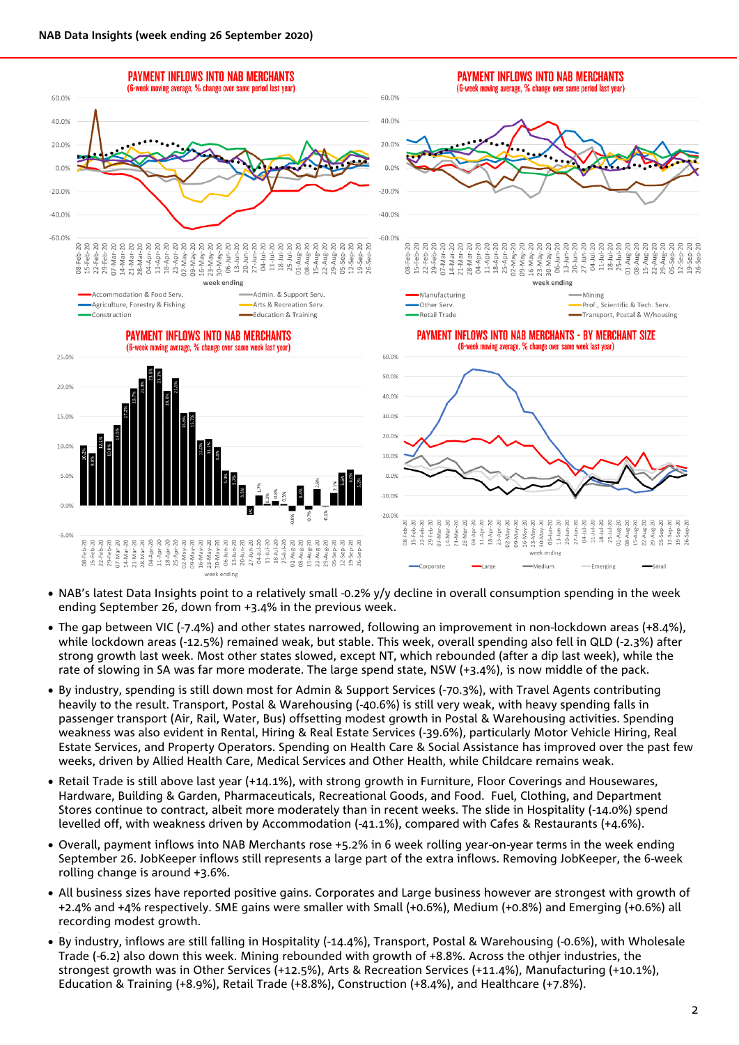PAYMENT INFLOWS INTO NAB MERCHANTS
(6-week moving average, % change over same period last year)

PAYMENT INFLOWS INTO NAB MERCHANTS
(6-week moving average, % change over same period last year)

PAYMENT INFLOWS INTO NAB MERCHANTS
(6-week moving average, % change over same week last year)

PAYMENT INFLOWS INTO NAB MERCHANTS - BY MERCHANT SIZE
(6-week moving average, % change over same week last year)

- NAB's latest Data Insights point to a relatively small -0.2% y/y decline in overall consumption spending in the week ending September 26, down from +3.4% in the previous week.
- The gap between VIC (-7.4%) and other states narrowed, following an improvement in non-lockdown areas (+8.4%), while lockdown areas (-12.5%) remained weak, but stable. This week, overall spending also fell in QLD (-2.3%) after strong growth last week. Most other states slowed, except NT, which rebounded (after a dip last week), while the rate of slowing in SA was far more moderate. The large spend state, NSW (+3.4%), is now middle of the pack.
- By industry, spending is still down most for Admin & Support Services (-70.3%), with Travel Agents contributing heavily to the result. Transport, Postal & Warehousing (-40.6%) is still very weak, with heavy spending falls in passenger transport (Air, Rail, Water, Bus) offsetting modest growth in Postal & Warehousing activities. Spending weakness was also evident in Rental, Hiring & Real Estate Services (-39.6%), particularly Motor Vehicle Hiring, Real Estate Services, and Property Operators. Spending on Health Care & Social Assistance has improved over the past few weeks, driven by Allied Health Care, Medical Services and Other Health, while Childcare remains weak.
- Retail Trade is still above last year (+14.1%), with strong growth in Furniture, Floor Coverings and Housewares, Hardware, Building & Garden, Pharmaceuticals, Recreational Goods, and Food. Fuel, Clothing, and Department Stores continue to contract, albeit more moderately than in recent weeks. The slide in Hospitality (-14.0%) spend levelled off, with weakness driven by Accommodation (-41.1%), compared with Cafes & Restaurants (+4.6%).
- Overall, payment inflows into NAB Merchants rose +5.2% in 6 week rolling year-on-year terms in the week ending September 26. JobKeeper inflows still represents a large part of the extra inflows. Removing JobKeeper, the 6-week rolling change is around +3.6%.
- All business sizes have reported positive gains. Corporates and Large business however are strongest with growth of +2.4% and +4% respectively. SME gains were smaller with Small (+0.6%), Medium (+0.8%) and Emerging (+0.6%) all recording modest growth.
- By industry, inflows are still falling in Hospitality (-14.4%), Transport, Postal & Warehousing (-0.6%), with Wholesale Trade (-6.2) also down this week. Mining rebounded with growth of +8.8%. Across the othjer industries, the strongest growth was in Other Services (+12.5%), Arts & Recreation Services (+11.4%), Manufacturing (+10.1%), Education & Training (+8.9%), Retail Trade (+8.8%), Construction (+8.4%), and Healthcare (+7.8%).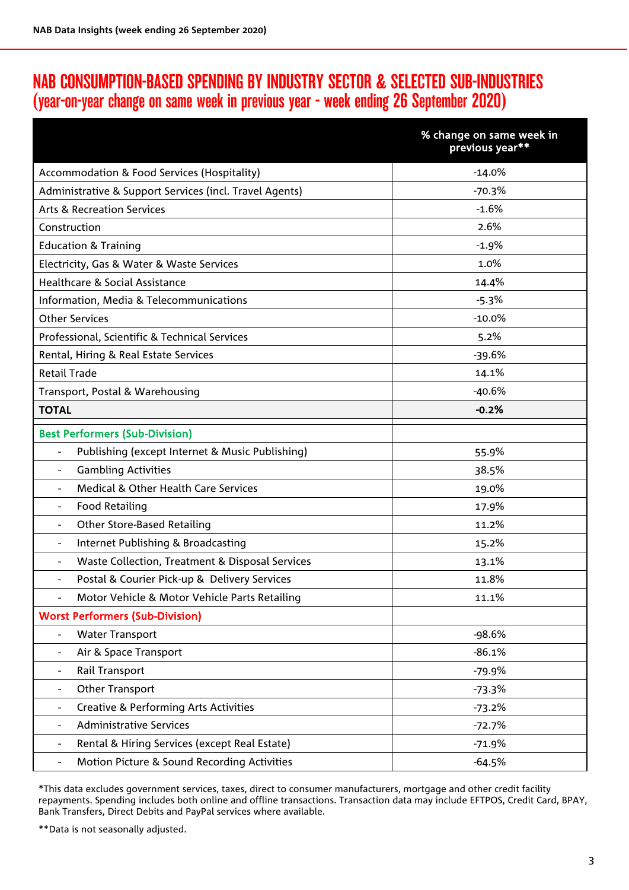# NAB CONSUMPTION-BASED SPENDING BY INDUSTRY SECTOR & SELECTED SUB-INDUSTRIES
## (year-on-year change on same week in previous year - week ending 26 September 2020)

| | % change on same week in previous year** |
|---|---|
| Accommodation & Food Services (Hospitality) | -14.0% |
| Administrative & Support Services (incl. Travel Agents) | -70.3% |
| Arts & Recreation Services | -1.6% |
| Construction | 2.6% |
| Education & Training | -1.9% |
| Electricity, Gas & Water & Waste Services | 1.0% |
| Healthcare & Social Assistance | 14.4% |
| Information, Media & Telecommunications | -5.3% |
| Other Services | -10.0% |
| Professional, Scientific & Technical Services | 5.2% |
| Rental, Hiring & Real Estate Services | -39.6% |
| Retail Trade | 14.1% |
| Transport, Postal & Warehousing | -40.6% |
| **TOTAL** | **-0.2%** |
| **Best Performers (Sub-Division)** | |
| - Publishing (except Internet & Music Publishing) | 55.9% |
| - Gambling Activities | 38.5% |
| - Medical & Other Health Care Services | 19.0% |
| - Food Retailing | 17.9% |
| - Other Store-Based Retailing | 11.2% |
| - Internet Publishing & Broadcasting | 15.2% |
| - Waste Collection, Treatment & Disposal Services | 13.1% |
| - Postal & Courier Pick-up & Delivery Services | 11.8% |
| - Motor Vehicle & Motor Vehicle Parts Retailing | 11.1% |
| **Worst Performers (Sub-Division)** | |
| - Water Transport | -98.6% |
| - Air & Space Transport | -86.1% |
| - Rail Transport | -79.9% |
| - Other Transport | -73.3% |
| - Creative & Performing Arts Activities | -73.2% |
| - Administrative Services | -72.7% |
| - Rental & Hiring Services (except Real Estate) | -71.9% |
| - Motion Picture & Sound Recording Activities | -64.5% |

*This data excludes government services, taxes, direct to consumer manufacturers, mortgage and other credit facility repayments. Spending includes both online and offline transactions. Transaction data may include EFTPOS, Credit Card, BPAY, Bank Transfers, Direct Debits and PayPal services where available.

**Data is not seasonally adjusted.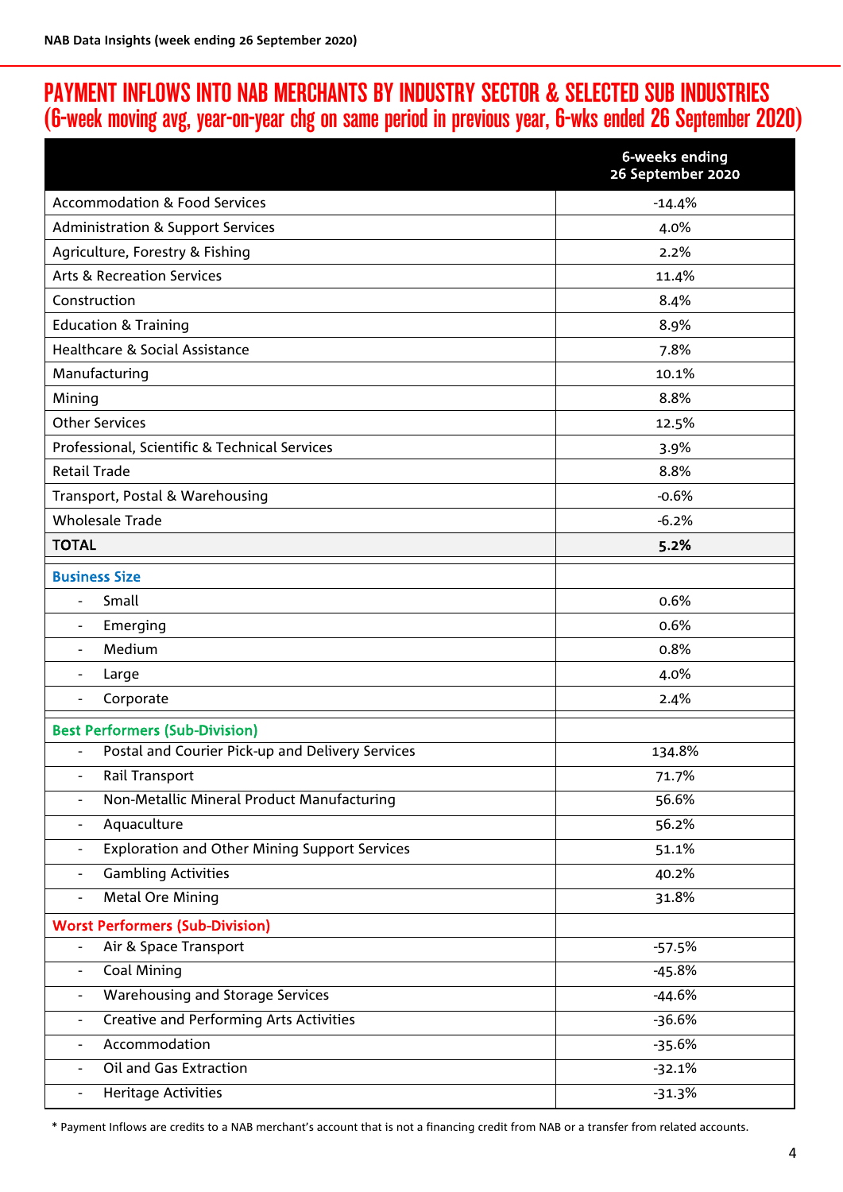# PAYMENT INFLOWS INTO NAB MERCHANTS BY INDUSTRY SECTOR & SELECTED SUB INDUSTRIES (6-week moving avg, year-on-year chg on same period in previous year, 6-wks ended 26 September 2020)

| | 6-weeks ending 26 September 2020 |
|---|---|
| Accommodation & Food Services | -14.4% |
| Administration & Support Services | 4.0% |
| Agriculture, Forestry & Fishing | 2.2% |
| Arts & Recreation Services | 11.4% |
| Construction | 8.4% |
| Education & Training | 8.9% |
| Healthcare & Social Assistance | 7.8% |
| Manufacturing | 10.1% |
| Mining | 8.8% |
| Other Services | 12.5% |
| Professional, Scientific & Technical Services | 3.9% |
| Retail Trade | 8.8% |
| Transport, Postal & Warehousing | -0.6% |
| Wholesale Trade | -6.2% |
| **TOTAL** | **5.2%** |
| **Business Size** | |
| - Small | 0.6% |
| - Emerging | 0.6% |
| - Medium | 0.8% |
| - Large | 4.0% |
| - Corporate | 2.4% |
| **Best Performers (Sub-Division)** | |
| - Postal and Courier Pick-up and Delivery Services | 134.8% |
| - Rail Transport | 71.7% |
| - Non-Metallic Mineral Product Manufacturing | 56.6% |
| - Aquaculture | 56.2% |
| - Exploration and Other Mining Support Services | 51.1% |
| - Gambling Activities | 40.2% |
| - Metal Ore Mining | 31.8% |
| **Worst Performers (Sub-Division)** | |
| - Air & Space Transport | -57.5% |
| - Coal Mining | -45.8% |
| - Warehousing and Storage Services | -44.6% |
| - Creative and Performing Arts Activities | -36.6% |
| - Accommodation | -35.6% |
| - Oil and Gas Extraction | -32.1% |
| - Heritage Activities | -31.3% |

* Payment Inflows are credits to a NAB merchant's account that is not a financing credit from NAB or a transfer from related accounts.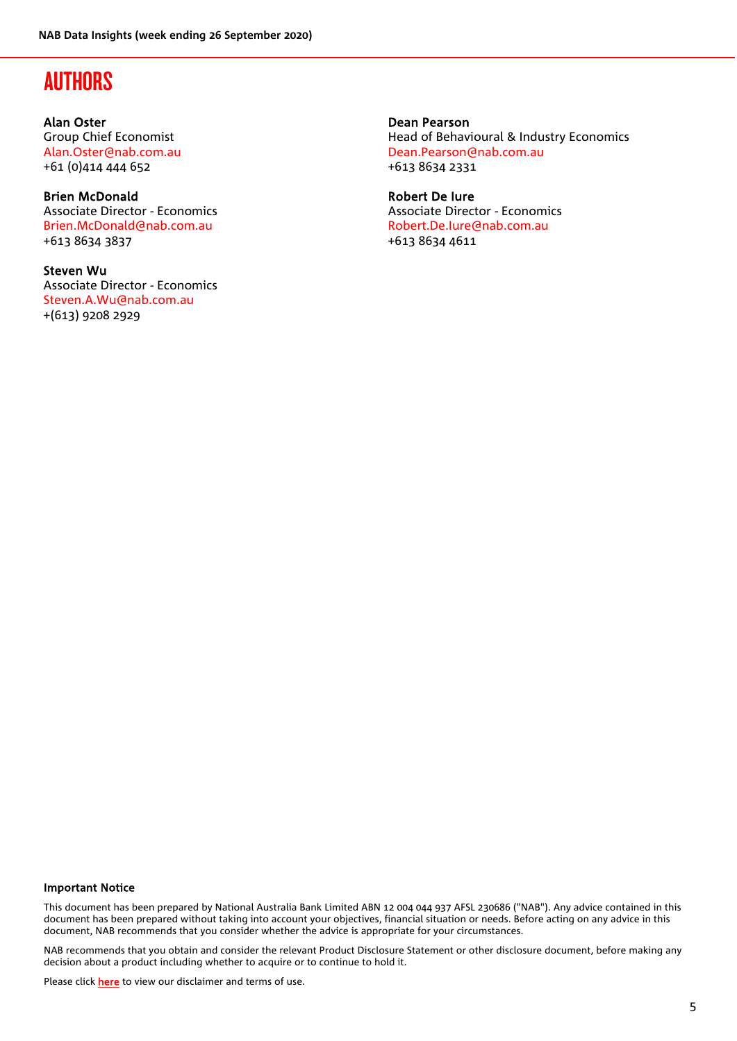# AUTHORS

**Alan Oster**
Group Chief Economist
Alan.Oster@nab.com.au
+61 (0)414 444 652

**Brien McDonald**
Associate Director - Economics
Brien.McDonald@nab.com.au
+613 8634 3837

**Steven Wu**
Associate Director - Economics
Steven.A.Wu@nab.com.au
+(613) 9208 2929

**Dean Pearson**
Head of Behavioural & Industry Economics
Dean.Pearson@nab.com.au
+613 8634 2331

**Robert De Iure**
Associate Director - Economics
Robert.De.Iure@nab.com.au
+613 8634 4611

**Important Notice**

This document has been prepared by National Australia Bank Limited ABN 12 004 044 937 AFSL 230686 ("NAB"). Any advice contained in this document has been prepared without taking into account your objectives, financial situation or needs. Before acting on any advice in this document, NAB recommends that you consider whether the advice is appropriate for your circumstances.

NAB recommends that you obtain and consider the relevant Product Disclosure Statement or other disclosure document, before making any decision about a product including whether to acquire or to continue to hold it.

Please click **here** to view our disclaimer and terms of use.